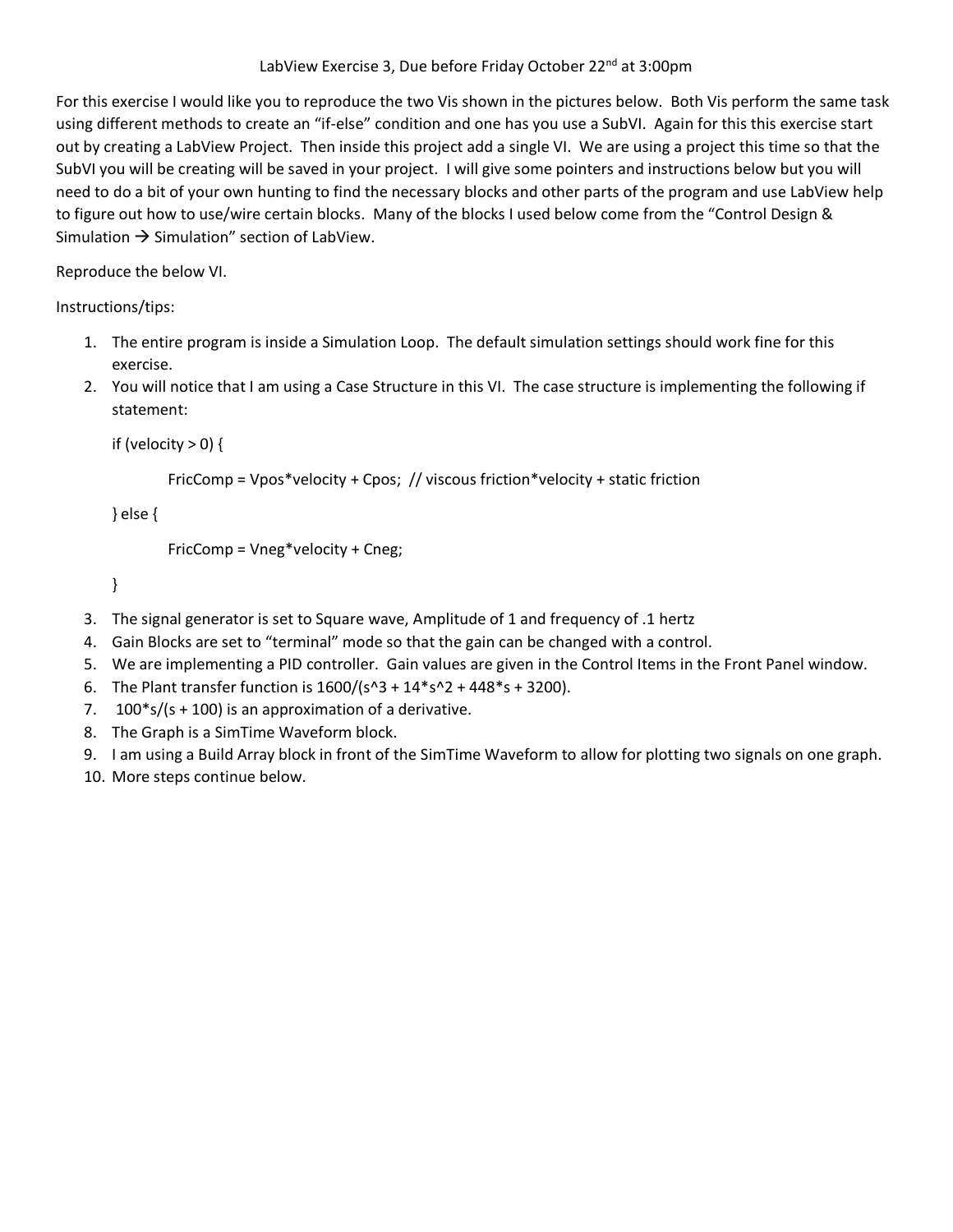LabView Exercise 3, Due before Friday October 22nd at 3:00pm

For this exercise I would like you to reproduce the two Vis shown in the pictures below. Both Vis perform the same task using different methods to create an "if-else" condition and one has you use a SubVI. Again for this this exercise start out by creating a LabView Project. Then inside this project add a single VI. We are using a project this time so that the SubVI you will be creating will be saved in your project. I will give some pointers and instructions below but you will need to do a bit of your own hunting to find the necessary blocks and other parts of the program and use LabView help to figure out how to use/wire certain blocks. Many of the blocks I used below come from the "Control Design & Simulation → Simulation" section of LabView.

Reproduce the below VI.

Instructions/tips:

1. The entire program is inside a Simulation Loop. The default simulation settings should work fine for this exercise.
2. You will notice that I am using a Case Structure in this VI. The case structure is implementing the following if statement:

   ```
   if (velocity > 0) {

           FricComp = Vpos*velocity + Cpos;  // viscous friction*velocity + static friction

   } else {

           FricComp = Vneg*velocity + Cneg;

   }
   ```

3. The signal generator is set to Square wave, Amplitude of 1 and frequency of .1 hertz
4. Gain Blocks are set to "terminal" mode so that the gain can be changed with a control.
5. We are implementing a PID controller. Gain values are given in the Control Items in the Front Panel window.
6. The Plant transfer function is 1600/(s^3 + 14*s^2 + 448*s + 3200).
7. 100*s/(s + 100) is an approximation of a derivative.
8. The Graph is a SimTime Waveform block.
9. I am using a Build Array block in front of the SimTime Waveform to allow for plotting two signals on one graph.
10. More steps continue below.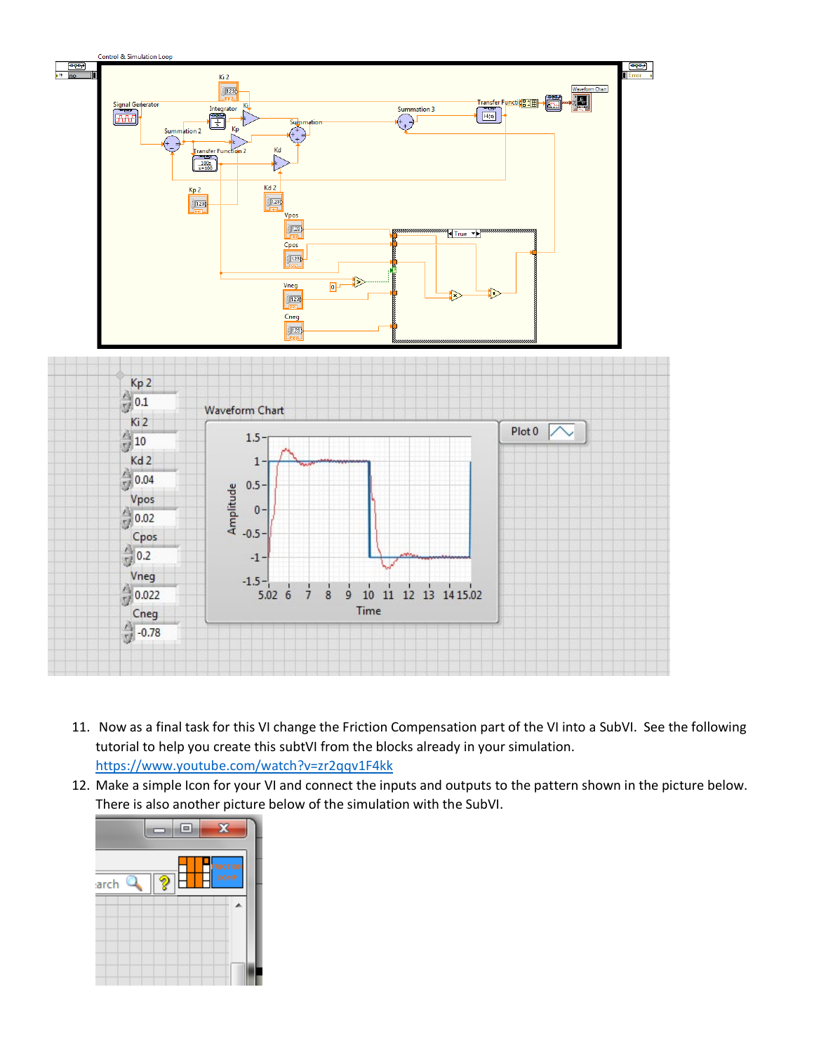11. Now as a final task for this VI change the Friction Compensation part of the VI into a SubVI. See the following tutorial to help you create this subtVI from the blocks already in your simulation. https://www.youtube.com/watch?v=zr2qqv1F4kk
12. Make a simple Icon for your VI and connect the inputs and outputs to the pattern shown in the picture below. There is also another picture below of the simulation with the SubVI.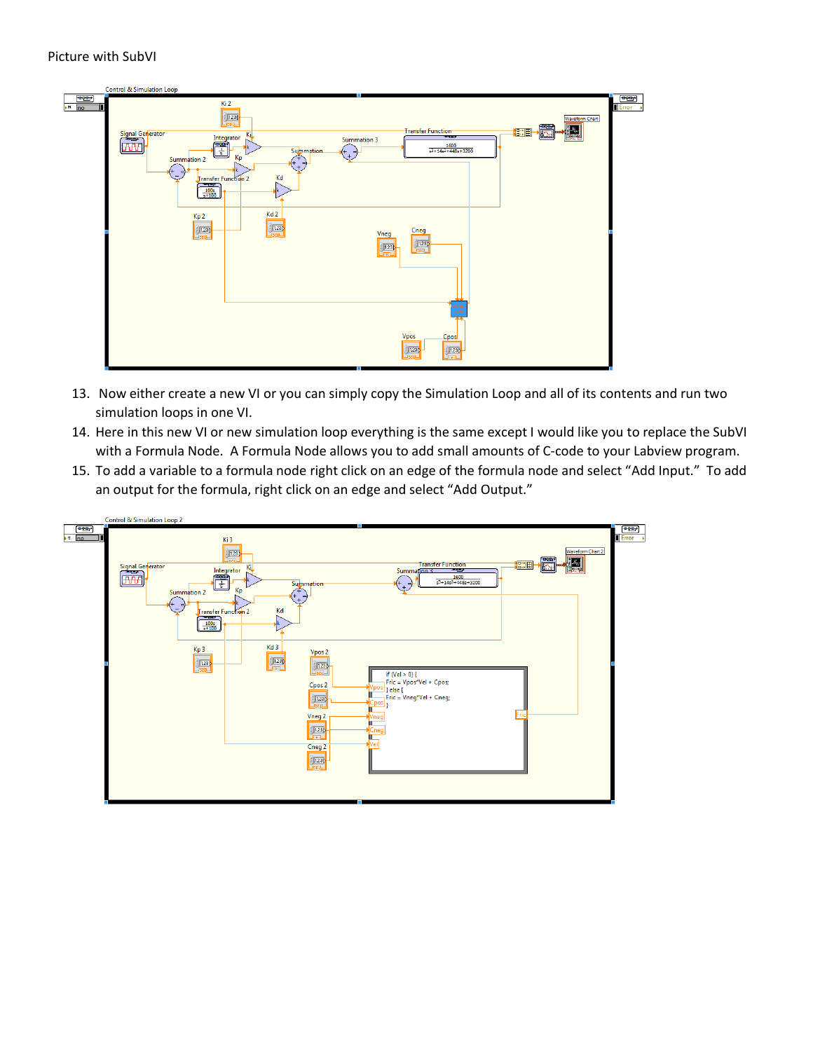Picture with SubVI

Control & Simulation Loop

Ki 2

Signal Generator

Integrator

Ki

Summation 3

Transfer Function

Waveform Chart

Summation

Summation 2

Kp

Transfer Function 2

Kd

Kp 2

Kd 2

Vneg

Cneg

Vpos

Cpos

Error

13. Now either create a new VI or you can simply copy the Simulation Loop and all of its contents and run two simulation loops in one VI.
14. Here in this new VI or new simulation loop everything is the same except I would like you to replace the SubVI with a Formula Node. A Formula Node allows you to add small amounts of C-code to your Labview program.
15. To add a variable to a formula node right click on an edge of the formula node and select "Add Input." To add an output for the formula, right click on an edge and select "Add Output."

Control & Simulation Loop 2

Ki 3

Signal Generator

Integrator

Ki

Summation 3

Transfer Function

Waveform Chart 2

Summation

Summation 2

Kp

Transfer Function 2

Kd

Kp 3

Kd 3

Vpos 2

Cpos 2

Vneg 2

Cneg 2

Error

```
if (Vel > 0) {
Fric = Vpos*Vel + Cpos;
} else {
Fric = Vneg*Vel + Cneg;
}
```

Vpos

Cpos

Vneg

Cneg

Vel

Fric